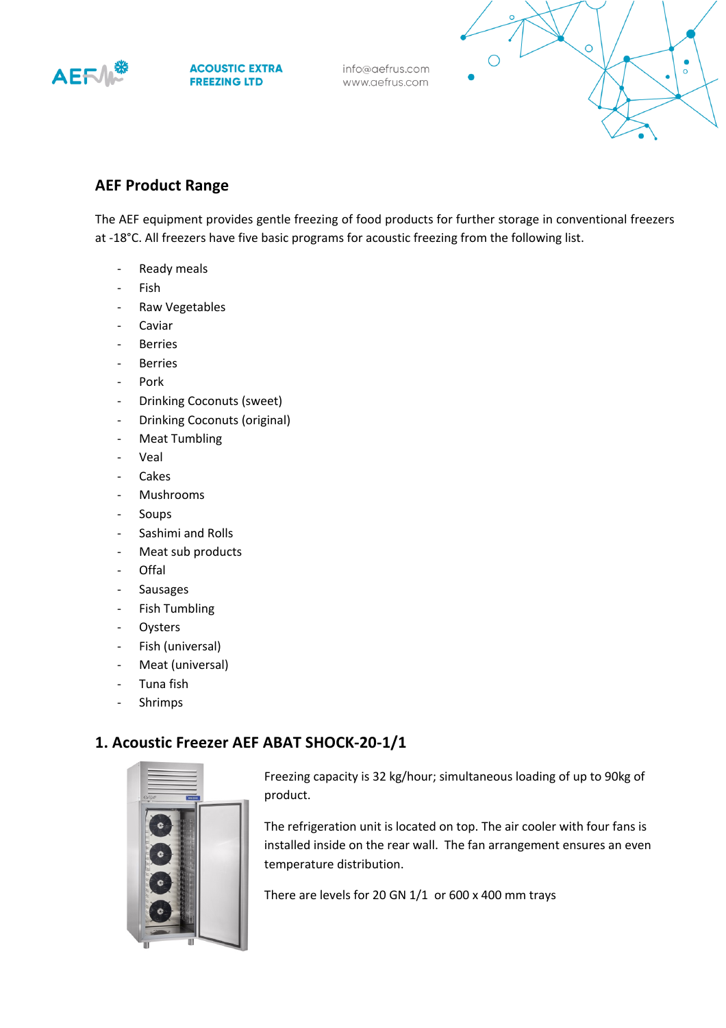AEF

ACOUSTIC EXTRA FREEZING LTD

info@aefrus.com
www.aefrus.com

## AEF Product Range

The AEF equipment provides gentle freezing of food products for further storage in conventional freezers at -18°C. All freezers have five basic programs for acoustic freezing from the following list.

- Ready meals
- Fish
- Raw Vegetables
- Caviar
- Berries
- Berries
- Pork
- Drinking Coconuts (sweet)
- Drinking Coconuts (original)
- Meat Tumbling
- Veal
- Cakes
- Mushrooms
- Soups
- Sashimi and Rolls
- Meat sub products
- Offal
- Sausages
- Fish Tumbling
- Oysters
- Fish (universal)
- Meat (universal)
- Tuna fish
- Shrimps

## 1. Acoustic Freezer AEF ABAT SHOCK-20-1/1

Freezing capacity is 32 kg/hour; simultaneous loading of up to 90kg of product.

The refrigeration unit is located on top. The air cooler with four fans is installed inside on the rear wall. The fan arrangement ensures an even temperature distribution.

There are levels for 20 GN 1/1 or 600 x 400 mm trays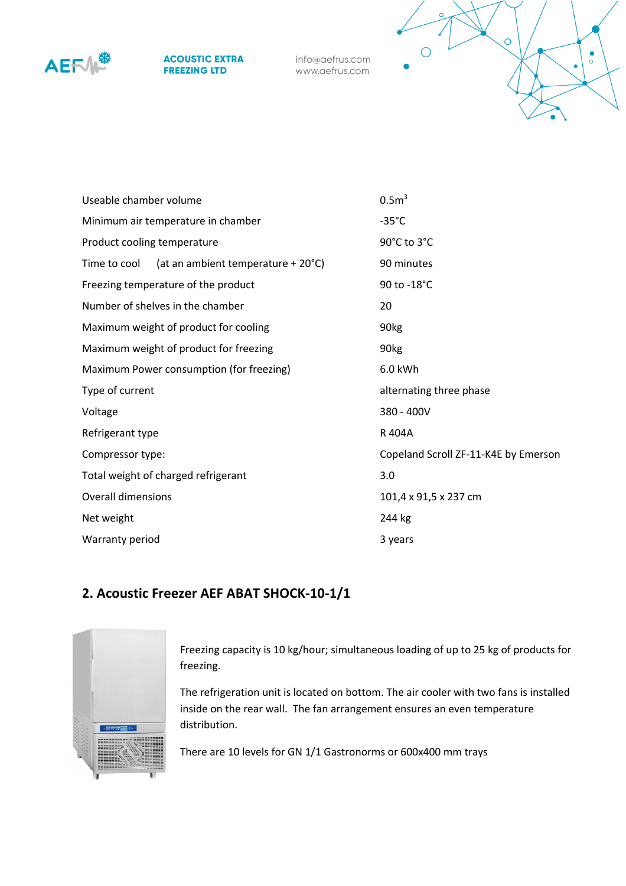| | |
|---|---|
| Useable chamber volume | 0.5m$^3$ |
| Minimum air temperature in chamber | -35°C |
| Product cooling temperature | 90°C to 3°C |
| Time to cool (at an ambient temperature + 20°C) | 90 minutes |
| Freezing temperature of the product | 90 to -18°C |
| Number of shelves in the chamber | 20 |
| Maximum weight of product for cooling | 90kg |
| Maximum weight of product for freezing | 90kg |
| Maximum Power consumption (for freezing) | 6.0 kWh |
| Type of current | alternating three phase |
| Voltage | 380 - 400V |
| Refrigerant type | R 404A |
| Compressor type: | Copeland Scroll ZF-11-K4E by Emerson |
| Total weight of charged refrigerant | 3.0 |
| Overall dimensions | 101,4 x 91,5 x 237 cm |
| Net weight | 244 kg |
| Warranty period | 3 years |

## 2. Acoustic Freezer AEF ABAT SHOCK-10-1/1

Freezing capacity is 10 kg/hour; simultaneous loading of up to 25 kg of products for freezing.

The refrigeration unit is located on bottom. The air cooler with two fans is installed inside on the rear wall. The fan arrangement ensures an even temperature distribution.

There are 10 levels for GN 1/1 Gastronorms or 600x400 mm trays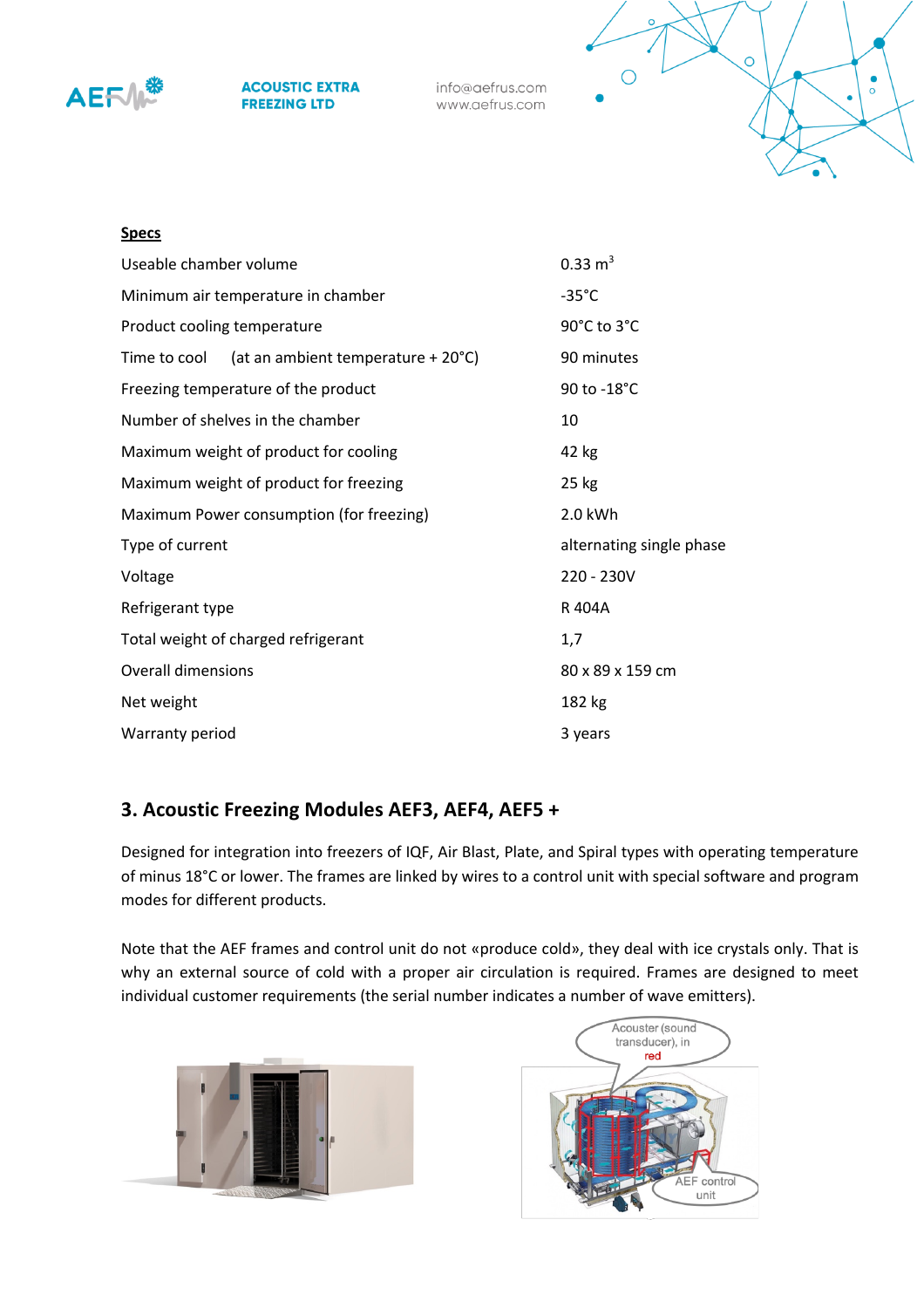**Specs**

| | |
|---|---|
| Useable chamber volume | 0.33 $m^3$ |
| Minimum air temperature in chamber | -35°C |
| Product cooling temperature | 90°C to 3°C |
| Time to cool (at an ambient temperature + 20°C) | 90 minutes |
| Freezing temperature of the product | 90 to -18°C |
| Number of shelves in the chamber | 10 |
| Maximum weight of product for cooling | 42 kg |
| Maximum weight of product for freezing | 25 kg |
| Maximum Power consumption (for freezing) | 2.0 kWh |
| Type of current | alternating single phase |
| Voltage | 220 - 230V |
| Refrigerant type | R 404A |
| Total weight of charged refrigerant | 1,7 |
| Overall dimensions | 80 x 89 x 159 cm |
| Net weight | 182 kg |
| Warranty period | 3 years |

## 3. Acoustic Freezing Modules AEF3, AEF4, AEF5 +

Designed for integration into freezers of IQF, Air Blast, Plate, and Spiral types with operating temperature of minus 18°C or lower. The frames are linked by wires to a control unit with special software and program modes for different products.

Note that the AEF frames and control unit do not «produce cold», they deal with ice crystals only. That is why an external source of cold with a proper air circulation is required. Frames are designed to meet individual customer requirements (the serial number indicates a number of wave emitters).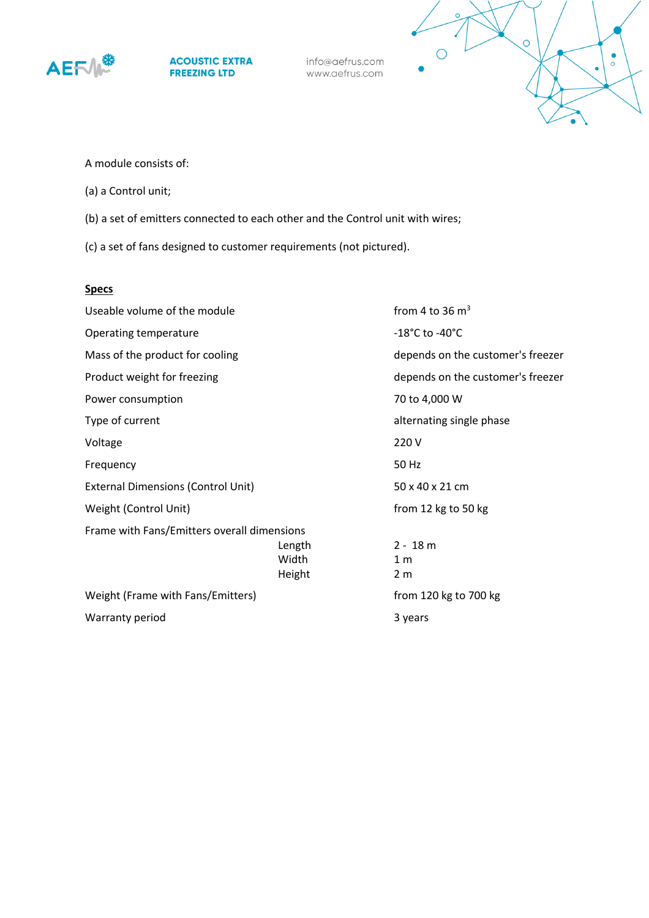A module consists of:

(a) a Control unit;

(b) a set of emitters connected to each other and the Control unit with wires;

(c) a set of fans designed to customer requirements (not pictured).

**Specs**

| | |
|---|---|
| Useable volume of the module | from 4 to 36 $m^3$ |
| Operating temperature | -18°C to -40°C |
| Mass of the product for cooling | depends on the customer's freezer |
| Product weight for freezing | depends on the customer's freezer |
| Power consumption | 70 to 4,000 W |
| Type of current | alternating single phase |
| Voltage | 220 V |
| Frequency | 50 Hz |
| External Dimensions (Control Unit) | 50 x 40 x 21 cm |
| Weight (Control Unit) | from 12 kg to 50 kg |
| Frame with Fans/Emitters overall dimensions | |
| Length | 2 - 18 m |
| Width | 1 m |
| Height | 2 m |
| Weight (Frame with Fans/Emitters) | from 120 kg to 700 kg |
| Warranty period | 3 years |